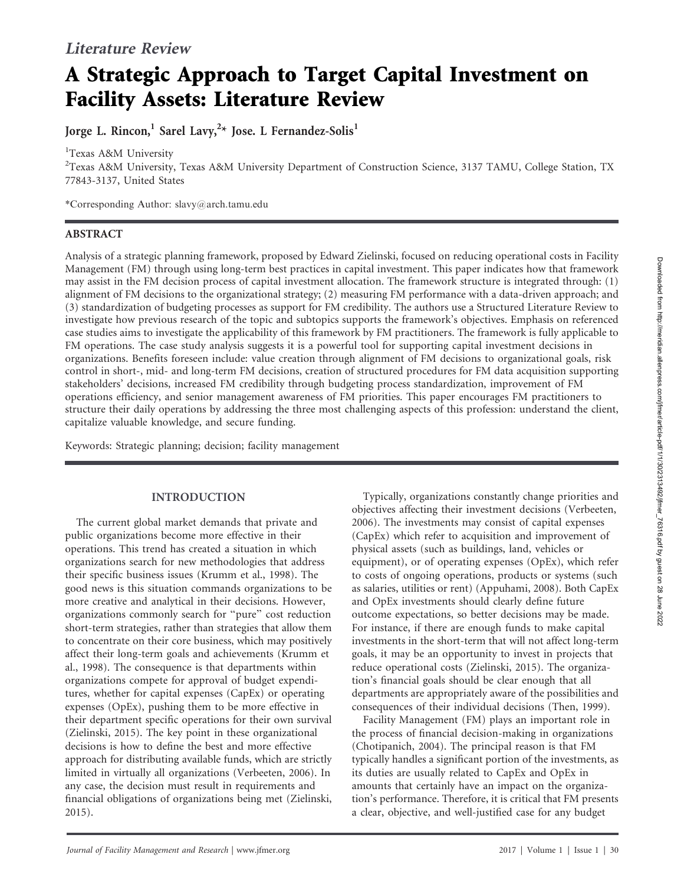*Literature Review*

# A Strategic Approach to Target Capital Investment on Facility Assets: Literature Review

**Jorge L. Rincon,[1] Sarel Lavy,[2]* Jose. L Fernandez-Solis[1]**

[1]Texas A&M University

[2]Texas A&M University, Texas A&M University Department of Construction Science, 3137 TAMU, College Station, TX 77843-3137, United States

*Corresponding Author: slavy@arch.tamu.edu

## ABSTRACT

Analysis of a strategic planning framework, proposed by Edward Zielinski, focused on reducing operational costs in Facility Management (FM) through using long-term best practices in capital investment. This paper indicates how that framework may assist in the FM decision process of capital investment allocation. The framework structure is integrated through: (1) alignment of FM decisions to the organizational strategy; (2) measuring FM performance with a data-driven approach; and (3) standardization of budgeting processes as support for FM credibility. The authors use a Structured Literature Review to investigate how previous research of the topic and subtopics supports the framework's objectives. Emphasis on referenced case studies aims to investigate the applicability of this framework by FM practitioners. The framework is fully applicable to FM operations. The case study analysis suggests it is a powerful tool for supporting capital investment decisions in organizations. Benefits foreseen include: value creation through alignment of FM decisions to organizational goals, risk control in short-, mid- and long-term FM decisions, creation of structured procedures for FM data acquisition supporting stakeholders' decisions, increased FM credibility through budgeting process standardization, improvement of FM operations efficiency, and senior management awareness of FM priorities. This paper encourages FM practitioners to structure their daily operations by addressing the three most challenging aspects of this profession: understand the client, capitalize valuable knowledge, and secure funding.

Keywords: Strategic planning; decision; facility management

## INTRODUCTION

The current global market demands that private and public organizations become more effective in their operations. This trend has created a situation in which organizations search for new methodologies that address their specific business issues (Krumm et al., 1998). The good news is this situation commands organizations to be more creative and analytical in their decisions. However, organizations commonly search for "pure" cost reduction short-term strategies, rather than strategies that allow them to concentrate on their core business, which may positively affect their long-term goals and achievements (Krumm et al., 1998). The consequence is that departments within organizations compete for approval of budget expenditures, whether for capital expenses (CapEx) or operating expenses (OpEx), pushing them to be more effective in their department specific operations for their own survival (Zielinski, 2015). The key point in these organizational decisions is how to define the best and more effective approach for distributing available funds, which are strictly limited in virtually all organizations (Verbeeten, 2006). In any case, the decision must result in requirements and financial obligations of organizations being met (Zielinski, 2015).

Typically, organizations constantly change priorities and objectives affecting their investment decisions (Verbeeten, 2006). The investments may consist of capital expenses (CapEx) which refer to acquisition and improvement of physical assets (such as buildings, land, vehicles or equipment), or of operating expenses (OpEx), which refer to costs of ongoing operations, products or systems (such as salaries, utilities or rent) (Appuhami, 2008). Both CapEx and OpEx investments should clearly define future outcome expectations, so better decisions may be made. For instance, if there are enough funds to make capital investments in the short-term that will not affect long-term goals, it may be an opportunity to invest in projects that reduce operational costs (Zielinski, 2015). The organization's financial goals should be clear enough that all departments are appropriately aware of the possibilities and consequences of their individual decisions (Then, 1999).

Facility Management (FM) plays an important role in the process of financial decision-making in organizations (Chotipanich, 2004). The principal reason is that FM typically handles a significant portion of the investments, as its duties are usually related to CapEx and OpEx in amounts that certainly have an impact on the organization's performance. Therefore, it is critical that FM presents a clear, objective, and well-justified case for any budget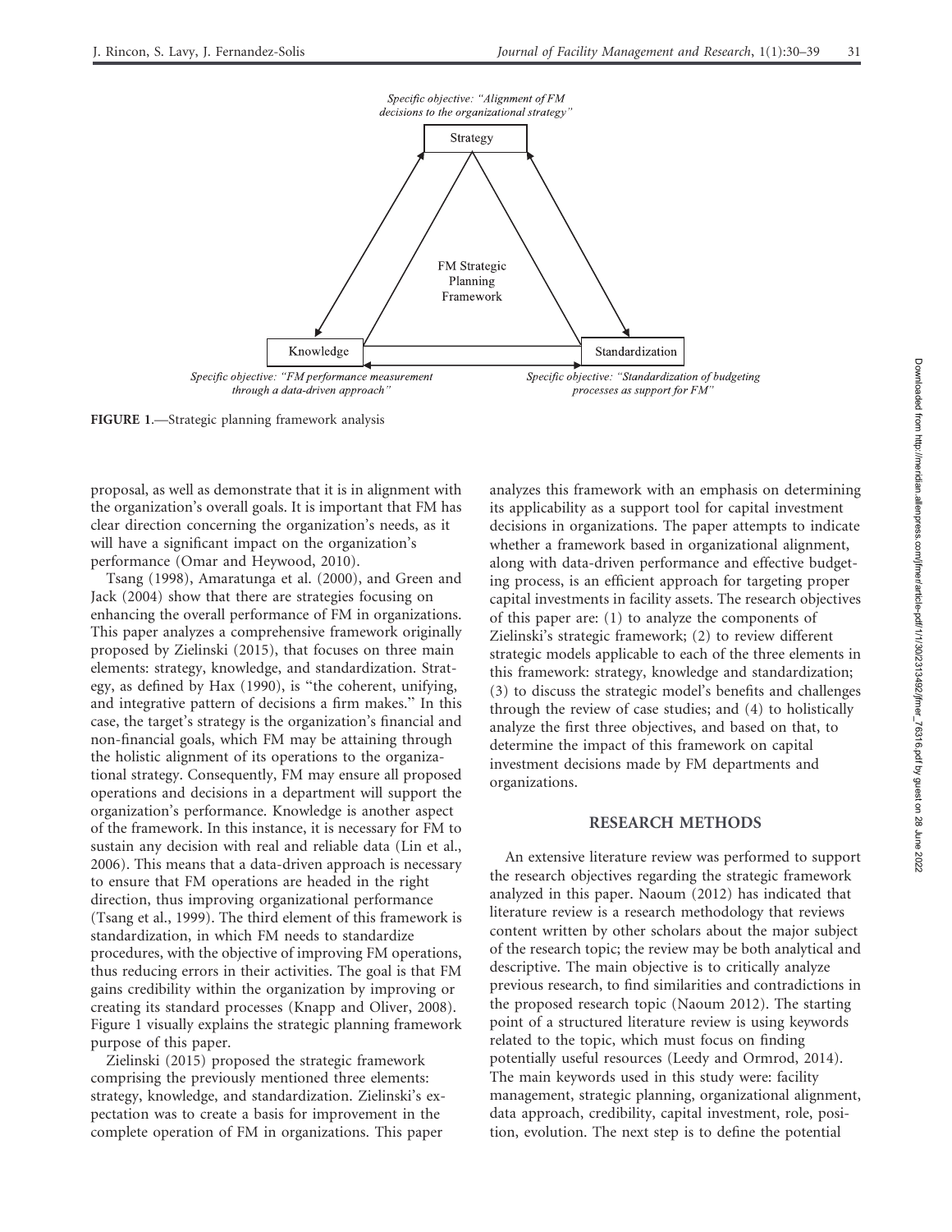Specific objective: "Alignment of FM decisions to the organizational strategy"

Strategy

FM Strategic Planning Framework

Knowledge

Specific objective: "FM performance measurement through a data-driven approach"

Standardization

Specific objective: "Standardization of budgeting processes as support for FM"

**FIGURE 1**.—Strategic planning framework analysis

proposal, as well as demonstrate that it is in alignment with the organization's overall goals. It is important that FM has clear direction concerning the organization's needs, as it will have a significant impact on the organization's performance (Omar and Heywood, 2010).

Tsang (1998), Amaratunga et al. (2000), and Green and Jack (2004) show that there are strategies focusing on enhancing the overall performance of FM in organizations. This paper analyzes a comprehensive framework originally proposed by Zielinski (2015), that focuses on three main elements: strategy, knowledge, and standardization. Strategy, as defined by Hax (1990), is "the coherent, unifying, and integrative pattern of decisions a firm makes." In this case, the target's strategy is the organization's financial and non-financial goals, which FM may be attaining through the holistic alignment of its operations to the organizational strategy. Consequently, FM may ensure all proposed operations and decisions in a department will support the organization's performance. Knowledge is another aspect of the framework. In this instance, it is necessary for FM to sustain any decision with real and reliable data (Lin et al., 2006). This means that a data-driven approach is necessary to ensure that FM operations are headed in the right direction, thus improving organizational performance (Tsang et al., 1999). The third element of this framework is standardization, in which FM needs to standardize procedures, with the objective of improving FM operations, thus reducing errors in their activities. The goal is that FM gains credibility within the organization by improving or creating its standard processes (Knapp and Oliver, 2008). Figure 1 visually explains the strategic planning framework purpose of this paper.

Zielinski (2015) proposed the strategic framework comprising the previously mentioned three elements: strategy, knowledge, and standardization. Zielinski's expectation was to create a basis for improvement in the complete operation of FM in organizations. This paper analyzes this framework with an emphasis on determining its applicability as a support tool for capital investment decisions in organizations. The paper attempts to indicate whether a framework based in organizational alignment, along with data-driven performance and effective budgeting process, is an efficient approach for targeting proper capital investments in facility assets. The research objectives of this paper are: (1) to analyze the components of Zielinski's strategic framework; (2) to review different strategic models applicable to each of the three elements in this framework: strategy, knowledge and standardization; (3) to discuss the strategic model's benefits and challenges through the review of case studies; and (4) to holistically analyze the first three objectives, and based on that, to determine the impact of this framework on capital investment decisions made by FM departments and organizations.

## RESEARCH METHODS

An extensive literature review was performed to support the research objectives regarding the strategic framework analyzed in this paper. Naoum (2012) has indicated that literature review is a research methodology that reviews content written by other scholars about the major subject of the research topic; the review may be both analytical and descriptive. The main objective is to critically analyze previous research, to find similarities and contradictions in the proposed research topic (Naoum 2012). The starting point of a structured literature review is using keywords related to the topic, which must focus on finding potentially useful resources (Leedy and Ormrod, 2014). The main keywords used in this study were: facility management, strategic planning, organizational alignment, data approach, credibility, capital investment, role, position, evolution. The next step is to define the potential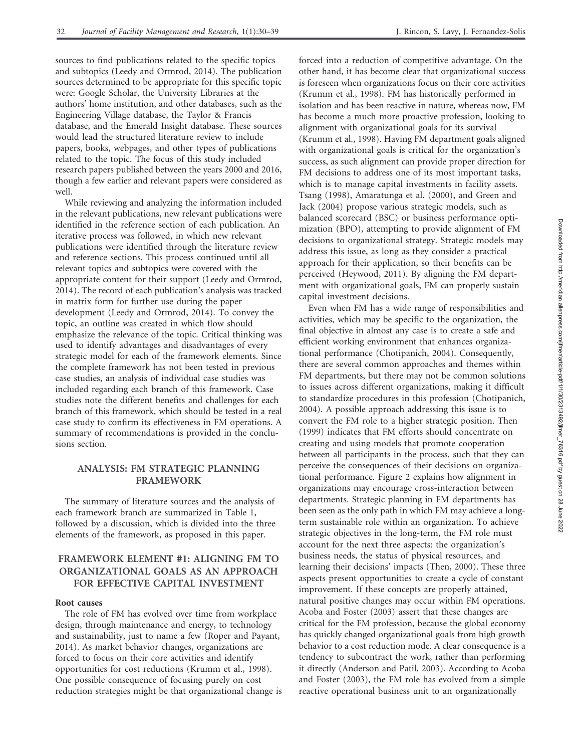sources to find publications related to the specific topics and subtopics (Leedy and Ormrod, 2014). The publication sources determined to be appropriate for this specific topic were: Google Scholar, the University Libraries at the authors' home institution, and other databases, such as the Engineering Village database, the Taylor & Francis database, and the Emerald Insight database. These sources would lead the structured literature review to include papers, books, webpages, and other types of publications related to the topic. The focus of this study included research papers published between the years 2000 and 2016, though a few earlier and relevant papers were considered as well.

While reviewing and analyzing the information included in the relevant publications, new relevant publications were identified in the reference section of each publication. An iterative process was followed, in which new relevant publications were identified through the literature review and reference sections. This process continued until all relevant topics and subtopics were covered with the appropriate content for their support (Leedy and Ormrod, 2014). The record of each publication's analysis was tracked in matrix form for further use during the paper development (Leedy and Ormrod, 2014). To convey the topic, an outline was created in which flow should emphasize the relevance of the topic. Critical thinking was used to identify advantages and disadvantages of every strategic model for each of the framework elements. Since the complete framework has not been tested in previous case studies, an analysis of individual case studies was included regarding each branch of this framework. Case studies note the different benefits and challenges for each branch of this framework, which should be tested in a real case study to confirm its effectiveness in FM operations. A summary of recommendations is provided in the conclusions section.

## ANALYSIS: FM STRATEGIC PLANNING FRAMEWORK

The summary of literature sources and the analysis of each framework branch are summarized in Table 1, followed by a discussion, which is divided into the three elements of the framework, as proposed in this paper.

## FRAMEWORK ELEMENT #1: ALIGNING FM TO ORGANIZATIONAL GOALS AS AN APPROACH FOR EFFECTIVE CAPITAL INVESTMENT

### Root causes

The role of FM has evolved over time from workplace design, through maintenance and energy, to technology and sustainability, just to name a few (Roper and Payant, 2014). As market behavior changes, organizations are forced to focus on their core activities and identify opportunities for cost reductions (Krumm et al., 1998). One possible consequence of focusing purely on cost reduction strategies might be that organizational change is forced into a reduction of competitive advantage. On the other hand, it has become clear that organizational success is foreseen when organizations focus on their core activities (Krumm et al., 1998). FM has historically performed in isolation and has been reactive in nature, whereas now, FM has become a much more proactive profession, looking to alignment with organizational goals for its survival (Krumm et al., 1998). Having FM department goals aligned with organizational goals is critical for the organization's success, as such alignment can provide proper direction for FM decisions to address one of its most important tasks, which is to manage capital investments in facility assets. Tsang (1998), Amaratunga et al. (2000), and Green and Jack (2004) propose various strategic models, such as balanced scorecard (BSC) or business performance optimization (BPO), attempting to provide alignment of FM decisions to organizational strategy. Strategic models may address this issue, as long as they consider a practical approach for their application, so their benefits can be perceived (Heywood, 2011). By aligning the FM department with organizational goals, FM can properly sustain capital investment decisions.

Even when FM has a wide range of responsibilities and activities, which may be specific to the organization, the final objective in almost any case is to create a safe and efficient working environment that enhances organizational performance (Chotipanich, 2004). Consequently, there are several common approaches and themes within FM departments, but there may not be common solutions to issues across different organizations, making it difficult to standardize procedures in this profession (Chotipanich, 2004). A possible approach addressing this issue is to convert the FM role to a higher strategic position. Then (1999) indicates that FM efforts should concentrate on creating and using models that promote cooperation between all participants in the process, such that they can perceive the consequences of their decisions on organizational performance. Figure 2 explains how alignment in organizations may encourage cross-interaction between departments. Strategic planning in FM departments has been seen as the only path in which FM may achieve a long-term sustainable role within an organization. To achieve strategic objectives in the long-term, the FM role must account for the next three aspects: the organization's business needs, the status of physical resources, and learning their decisions' impacts (Then, 2000). These three aspects present opportunities to create a cycle of constant improvement. If these concepts are properly attained, natural positive changes may occur within FM operations. Acoba and Foster (2003) assert that these changes are critical for the FM profession, because the global economy has quickly changed organizational goals from high growth behavior to a cost reduction mode. A clear consequence is a tendency to subcontract the work, rather than performing it directly (Anderson and Patil, 2003). According to Acoba and Foster (2003), the FM role has evolved from a simple reactive operational business unit to an organizationally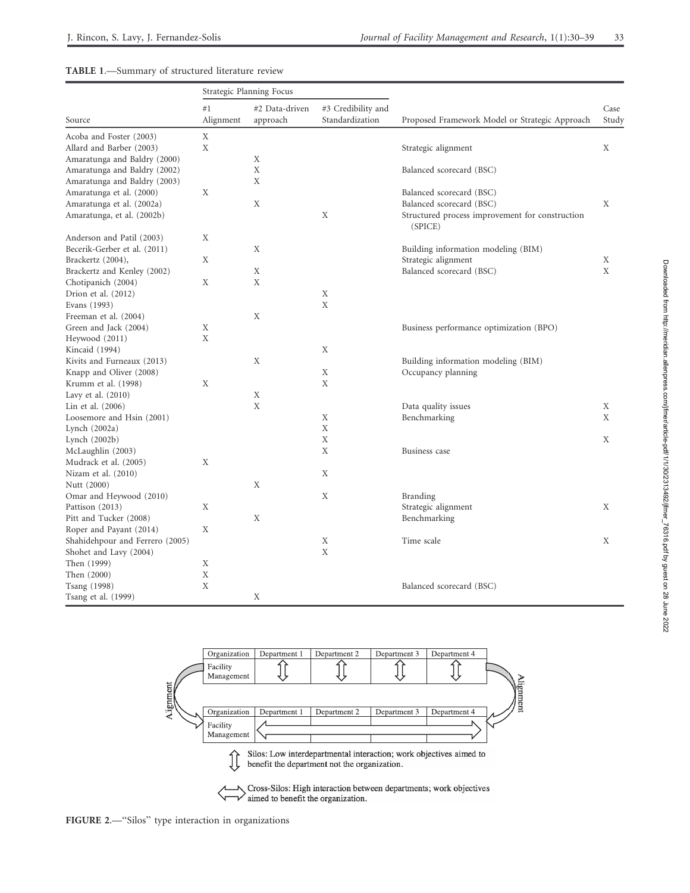**TABLE 1.**—Summary of structured literature review

| Source | Strategic Planning Focus | | | Proposed Framework Model or Strategic Approach | Case Study |
|---|---|---|---|---|---|
| | #1 Alignment | #2 Data-driven approach | #3 Credibility and Standardization | | |
| Acoba and Foster (2003) | X | | | | |
| Allard and Barber (2003) | X | | | Strategic alignment | X |
| Amaratunga and Baldry (2000) | | X | | | |
| Amaratunga and Baldry (2002) | | X | | Balanced scorecard (BSC) | |
| Amaratunga and Baldry (2003) | | X | | | |
| Amaratunga et al. (2000) | X | | | Balanced scorecard (BSC) | |
| Amaratunga et al. (2002a) | | X | | Balanced scorecard (BSC) | X |
| Amaratunga, et al. (2002b) | | | X | Structured process improvement for construction (SPICE) | |
| Anderson and Patil (2003) | X | | | | |
| Becerik-Gerber et al. (2011) | | X | | Building information modeling (BIM) | |
| Brackertz (2004), | X | | | Strategic alignment | X |
| Brackertz and Kenley (2002) | | X | | Balanced scorecard (BSC) | X |
| Chotipanich (2004) | X | X | | | |
| Drion et al. (2012) | | | X | | |
| Evans (1993) | | | X | | |
| Freeman et al. (2004) | | X | | | |
| Green and Jack (2004) | X | | | Business performance optimization (BPO) | |
| Heywood (2011) | X | | | | |
| Kincaid (1994) | | | X | | |
| Kivits and Furneaux (2013) | | X | | Building information modeling (BIM) | |
| Knapp and Oliver (2008) | | | X | Occupancy planning | |
| Krumm et al. (1998) | X | | X | | |
| Lavy et al. (2010) | | X | | | |
| Lin et al. (2006) | | X | | Data quality issues | X |
| Loosemore and Hsin (2001) | | | X | Benchmarking | X |
| Lynch (2002a) | | | X | | |
| Lynch (2002b) | | | X | | X |
| McLaughlin (2003) | | | X | Business case | |
| Mudrack et al. (2005) | X | | | | |
| Nizam et al. (2010) | | | X | | |
| Nutt (2000) | | X | | | |
| Omar and Heywood (2010) | | | X | Branding | |
| Pattison (2013) | X | | | Strategic alignment | X |
| Pitt and Tucker (2008) | | X | | Benchmarking | |
| Roper and Payant (2014) | X | | | | |
| Shahidehpour and Ferrero (2005) | | | X | Time scale | X |
| Shohet and Lavy (2004) | | | X | | |
| Then (1999) | X | | | | |
| Then (2000) | X | | | | |
| Tsang (1998) | X | | | Balanced scorecard (BSC) | |
| Tsang et al. (1999) | | X | | | |

| Organization | Department 1 | Department 2 | Department 3 | Department 4 |
|---|---|---|---|---|
| Facility Management | ⇕ | ⇕ | ⇕ | ⇕ |

| Organization | Department 1 | Department 2 | Department 3 | Department 4 |
|---|---|---|---|---|
| Facility Management | ⇔ | | | |

Alignment

⇕ Silos: Low interdepartmental interaction; work objectives aimed to benefit the department not the organization.

⇔ Cross-Silos: High interaction between departments; work objectives aimed to benefit the organization.

**FIGURE 2.**—"Silos" type interaction in organizations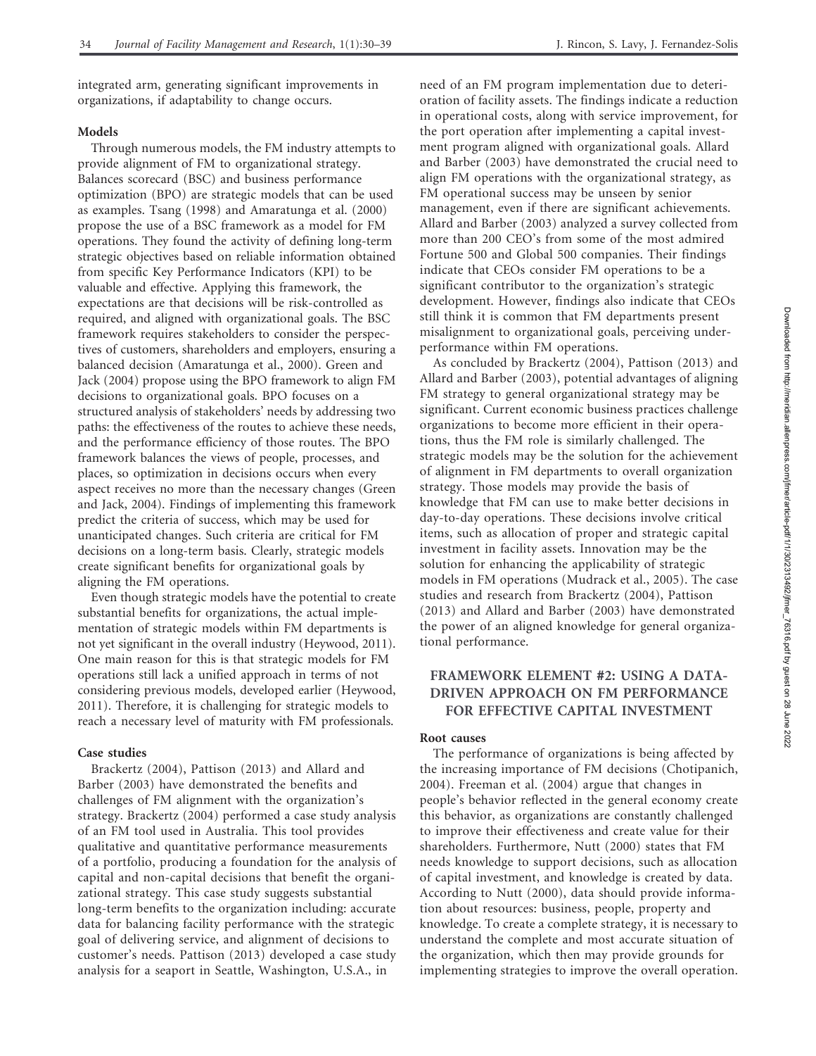integrated arm, generating significant improvements in organizations, if adaptability to change occurs.

### Models

Through numerous models, the FM industry attempts to provide alignment of FM to organizational strategy. Balances scorecard (BSC) and business performance optimization (BPO) are strategic models that can be used as examples. Tsang (1998) and Amaratunga et al. (2000) propose the use of a BSC framework as a model for FM operations. They found the activity of defining long-term strategic objectives based on reliable information obtained from specific Key Performance Indicators (KPI) to be valuable and effective. Applying this framework, the expectations are that decisions will be risk-controlled as required, and aligned with organizational goals. The BSC framework requires stakeholders to consider the perspectives of customers, shareholders and employers, ensuring a balanced decision (Amaratunga et al., 2000). Green and Jack (2004) propose using the BPO framework to align FM decisions to organizational goals. BPO focuses on a structured analysis of stakeholders' needs by addressing two paths: the effectiveness of the routes to achieve these needs, and the performance efficiency of those routes. The BPO framework balances the views of people, processes, and places, so optimization in decisions occurs when every aspect receives no more than the necessary changes (Green and Jack, 2004). Findings of implementing this framework predict the criteria of success, which may be used for unanticipated changes. Such criteria are critical for FM decisions on a long-term basis. Clearly, strategic models create significant benefits for organizational goals by aligning the FM operations.

Even though strategic models have the potential to create substantial benefits for organizations, the actual implementation of strategic models within FM departments is not yet significant in the overall industry (Heywood, 2011). One main reason for this is that strategic models for FM operations still lack a unified approach in terms of not considering previous models, developed earlier (Heywood, 2011). Therefore, it is challenging for strategic models to reach a necessary level of maturity with FM professionals.

### Case studies

Brackertz (2004), Pattison (2013) and Allard and Barber (2003) have demonstrated the benefits and challenges of FM alignment with the organization's strategy. Brackertz (2004) performed a case study analysis of an FM tool used in Australia. This tool provides qualitative and quantitative performance measurements of a portfolio, producing a foundation for the analysis of capital and non-capital decisions that benefit the organizational strategy. This case study suggests substantial long-term benefits to the organization including: accurate data for balancing facility performance with the strategic goal of delivering service, and alignment of decisions to customer's needs. Pattison (2013) developed a case study analysis for a seaport in Seattle, Washington, U.S.A., in need of an FM program implementation due to deterioration of facility assets. The findings indicate a reduction in operational costs, along with service improvement, for the port operation after implementing a capital investment program aligned with organizational goals. Allard and Barber (2003) have demonstrated the crucial need to align FM operations with the organizational strategy, as FM operational success may be unseen by senior management, even if there are significant achievements. Allard and Barber (2003) analyzed a survey collected from more than 200 CEO's from some of the most admired Fortune 500 and Global 500 companies. Their findings indicate that CEOs consider FM operations to be a significant contributor to the organization's strategic development. However, findings also indicate that CEOs still think it is common that FM departments present misalignment to organizational goals, perceiving underperformance within FM operations.

As concluded by Brackertz (2004), Pattison (2013) and Allard and Barber (2003), potential advantages of aligning FM strategy to general organizational strategy may be significant. Current economic business practices challenge organizations to become more efficient in their operations, thus the FM role is similarly challenged. The strategic models may be the solution for the achievement of alignment in FM departments to overall organization strategy. Those models may provide the basis of knowledge that FM can use to make better decisions in day-to-day operations. These decisions involve critical items, such as allocation of proper and strategic capital investment in facility assets. Innovation may be the solution for enhancing the applicability of strategic models in FM operations (Mudrack et al., 2005). The case studies and research from Brackertz (2004), Pattison (2013) and Allard and Barber (2003) have demonstrated the power of an aligned knowledge for general organizational performance.

## FRAMEWORK ELEMENT #2: USING A DATA-DRIVEN APPROACH ON FM PERFORMANCE FOR EFFECTIVE CAPITAL INVESTMENT

### Root causes

The performance of organizations is being affected by the increasing importance of FM decisions (Chotipanich, 2004). Freeman et al. (2004) argue that changes in people's behavior reflected in the general economy create this behavior, as organizations are constantly challenged to improve their effectiveness and create value for their shareholders. Furthermore, Nutt (2000) states that FM needs knowledge to support decisions, such as allocation of capital investment, and knowledge is created by data. According to Nutt (2000), data should provide information about resources: business, people, property and knowledge. To create a complete strategy, it is necessary to understand the complete and most accurate situation of the organization, which then may provide grounds for implementing strategies to improve the overall operation.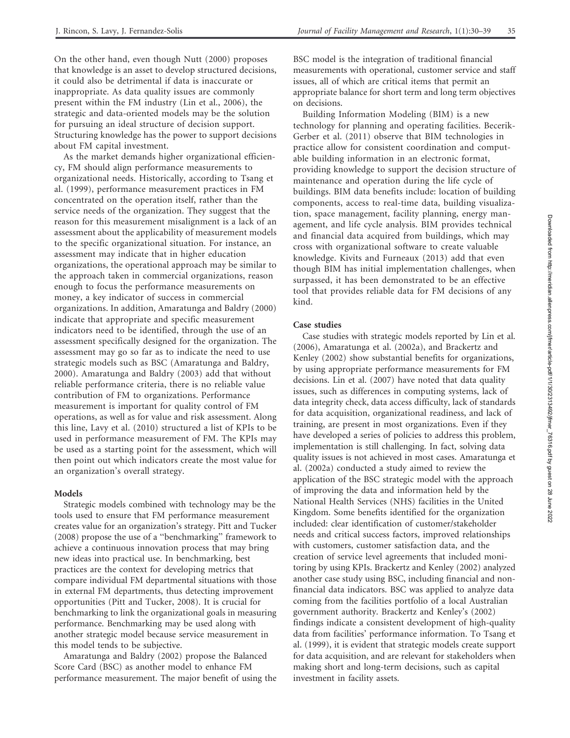On the other hand, even though Nutt (2000) proposes that knowledge is an asset to develop structured decisions, it could also be detrimental if data is inaccurate or inappropriate. As data quality issues are commonly present within the FM industry (Lin et al., 2006), the strategic and data-oriented models may be the solution for pursuing an ideal structure of decision support. Structuring knowledge has the power to support decisions about FM capital investment.

As the market demands higher organizational efficiency, FM should align performance measurements to organizational needs. Historically, according to Tsang et al. (1999), performance measurement practices in FM concentrated on the operation itself, rather than the service needs of the organization. They suggest that the reason for this measurement misalignment is a lack of an assessment about the applicability of measurement models to the specific organizational situation. For instance, an assessment may indicate that in higher education organizations, the operational approach may be similar to the approach taken in commercial organizations, reason enough to focus the performance measurements on money, a key indicator of success in commercial organizations. In addition, Amaratunga and Baldry (2000) indicate that appropriate and specific measurement indicators need to be identified, through the use of an assessment specifically designed for the organization. The assessment may go so far as to indicate the need to use strategic models such as BSC (Amaratunga and Baldry, 2000). Amaratunga and Baldry (2003) add that without reliable performance criteria, there is no reliable value contribution of FM to organizations. Performance measurement is important for quality control of FM operations, as well as for value and risk assessment. Along this line, Lavy et al. (2010) structured a list of KPIs to be used in performance measurement of FM. The KPIs may be used as a starting point for the assessment, which will then point out which indicators create the most value for an organization's overall strategy.

#### Models

Strategic models combined with technology may be the tools used to ensure that FM performance measurement creates value for an organization's strategy. Pitt and Tucker (2008) propose the use of a "benchmarking" framework to achieve a continuous innovation process that may bring new ideas into practical use. In benchmarking, best practices are the context for developing metrics that compare individual FM departmental situations with those in external FM departments, thus detecting improvement opportunities (Pitt and Tucker, 2008). It is crucial for benchmarking to link the organizational goals in measuring performance. Benchmarking may be used along with another strategic model because service measurement in this model tends to be subjective.

Amaratunga and Baldry (2002) propose the Balanced Score Card (BSC) as another model to enhance FM performance measurement. The major benefit of using the BSC model is the integration of traditional financial measurements with operational, customer service and staff issues, all of which are critical items that permit an appropriate balance for short term and long term objectives on decisions.

Building Information Modeling (BIM) is a new technology for planning and operating facilities. Becerik-Gerber et al. (2011) observe that BIM technologies in practice allow for consistent coordination and computable building information in an electronic format, providing knowledge to support the decision structure of maintenance and operation during the life cycle of buildings. BIM data benefits include: location of building components, access to real-time data, building visualization, space management, facility planning, energy management, and life cycle analysis. BIM provides technical and financial data acquired from buildings, which may cross with organizational software to create valuable knowledge. Kivits and Furneaux (2013) add that even though BIM has initial implementation challenges, when surpassed, it has been demonstrated to be an effective tool that provides reliable data for FM decisions of any kind.

#### Case studies

Case studies with strategic models reported by Lin et al. (2006), Amaratunga et al. (2002a), and Brackertz and Kenley (2002) show substantial benefits for organizations, by using appropriate performance measurements for FM decisions. Lin et al. (2007) have noted that data quality issues, such as differences in computing systems, lack of data integrity check, data access difficulty, lack of standards for data acquisition, organizational readiness, and lack of training, are present in most organizations. Even if they have developed a series of policies to address this problem, implementation is still challenging. In fact, solving data quality issues is not achieved in most cases. Amaratunga et al. (2002a) conducted a study aimed to review the application of the BSC strategic model with the approach of improving the data and information held by the National Health Services (NHS) facilities in the United Kingdom. Some benefits identified for the organization included: clear identification of customer/stakeholder needs and critical success factors, improved relationships with customers, customer satisfaction data, and the creation of service level agreements that included monitoring by using KPIs. Brackertz and Kenley (2002) analyzed another case study using BSC, including financial and non-financial data indicators. BSC was applied to analyze data coming from the facilities portfolio of a local Australian government authority. Brackertz and Kenley's (2002) findings indicate a consistent development of high-quality data from facilities' performance information. To Tsang et al. (1999), it is evident that strategic models create support for data acquisition, and are relevant for stakeholders when making short and long-term decisions, such as capital investment in facility assets.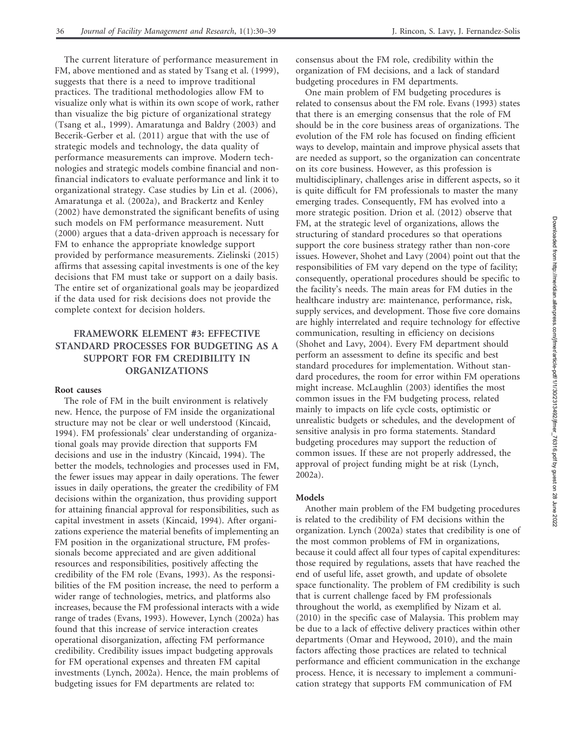The current literature of performance measurement in FM, above mentioned and as stated by Tsang et al. (1999), suggests that there is a need to improve traditional practices. The traditional methodologies allow FM to visualize only what is within its own scope of work, rather than visualize the big picture of organizational strategy (Tsang et al., 1999). Amaratunga and Baldry (2003) and Becerik-Gerber et al. (2011) argue that with the use of strategic models and technology, the data quality of performance measurements can improve. Modern technologies and strategic models combine financial and non-financial indicators to evaluate performance and link it to organizational strategy. Case studies by Lin et al. (2006), Amaratunga et al. (2002a), and Brackertz and Kenley (2002) have demonstrated the significant benefits of using such models on FM performance measurement. Nutt (2000) argues that a data-driven approach is necessary for FM to enhance the appropriate knowledge support provided by performance measurements. Zielinski (2015) affirms that assessing capital investments is one of the key decisions that FM must take or support on a daily basis. The entire set of organizational goals may be jeopardized if the data used for risk decisions does not provide the complete context for decision holders.

## FRAMEWORK ELEMENT #3: EFFECTIVE STANDARD PROCESSES FOR BUDGETING AS A SUPPORT FOR FM CREDIBILITY IN ORGANIZATIONS

### Root causes

The role of FM in the built environment is relatively new. Hence, the purpose of FM inside the organizational structure may not be clear or well understood (Kincaid, 1994). FM professionals' clear understanding of organizational goals may provide direction that supports FM decisions and use in the industry (Kincaid, 1994). The better the models, technologies and processes used in FM, the fewer issues may appear in daily operations. The fewer issues in daily operations, the greater the credibility of FM decisions within the organization, thus providing support for attaining financial approval for responsibilities, such as capital investment in assets (Kincaid, 1994). After organizations experience the material benefits of implementing an FM position in the organizational structure, FM professionals become appreciated and are given additional resources and responsibilities, positively affecting the credibility of the FM role (Evans, 1993). As the responsibilities of the FM position increase, the need to perform a wider range of technologies, metrics, and platforms also increases, because the FM professional interacts with a wide range of trades (Evans, 1993). However, Lynch (2002a) has found that this increase of service interaction creates operational disorganization, affecting FM performance credibility. Credibility issues impact budgeting approvals for FM operational expenses and threaten FM capital investments (Lynch, 2002a). Hence, the main problems of budgeting issues for FM departments are related to: consensus about the FM role, credibility within the organization of FM decisions, and a lack of standard budgeting procedures in FM departments.

One main problem of FM budgeting procedures is related to consensus about the FM role. Evans (1993) states that there is an emerging consensus that the role of FM should be in the core business areas of organizations. The evolution of the FM role has focused on finding efficient ways to develop, maintain and improve physical assets that are needed as support, so the organization can concentrate on its core business. However, as this profession is multidisciplinary, challenges arise in different aspects, so it is quite difficult for FM professionals to master the many emerging trades. Consequently, FM has evolved into a more strategic position. Drion et al. (2012) observe that FM, at the strategic level of organizations, allows the structuring of standard procedures so that operations support the core business strategy rather than non-core issues. However, Shohet and Lavy (2004) point out that the responsibilities of FM vary depend on the type of facility; consequently, operational procedures should be specific to the facility's needs. The main areas for FM duties in the healthcare industry are: maintenance, performance, risk, supply services, and development. Those five core domains are highly interrelated and require technology for effective communication, resulting in efficiency on decisions (Shohet and Lavy, 2004). Every FM department should perform an assessment to define its specific and best standard procedures for implementation. Without standard procedures, the room for error within FM operations might increase. McLaughlin (2003) identifies the most common issues in the FM budgeting process, related mainly to impacts on life cycle costs, optimistic or unrealistic budgets or schedules, and the development of sensitive analysis in pro forma statements. Standard budgeting procedures may support the reduction of common issues. If these are not properly addressed, the approval of project funding might be at risk (Lynch, 2002a).

### Models

Another main problem of the FM budgeting procedures is related to the credibility of FM decisions within the organization. Lynch (2002a) states that credibility is one of the most common problems of FM in organizations, because it could affect all four types of capital expenditures: those required by regulations, assets that have reached the end of useful life, asset growth, and update of obsolete space functionality. The problem of FM credibility is such that is current challenge faced by FM professionals throughout the world, as exemplified by Nizam et al. (2010) in the specific case of Malaysia. This problem may be due to a lack of effective delivery practices within other departments (Omar and Heywood, 2010), and the main factors affecting those practices are related to technical performance and efficient communication in the exchange process. Hence, it is necessary to implement a communication strategy that supports FM communication of FM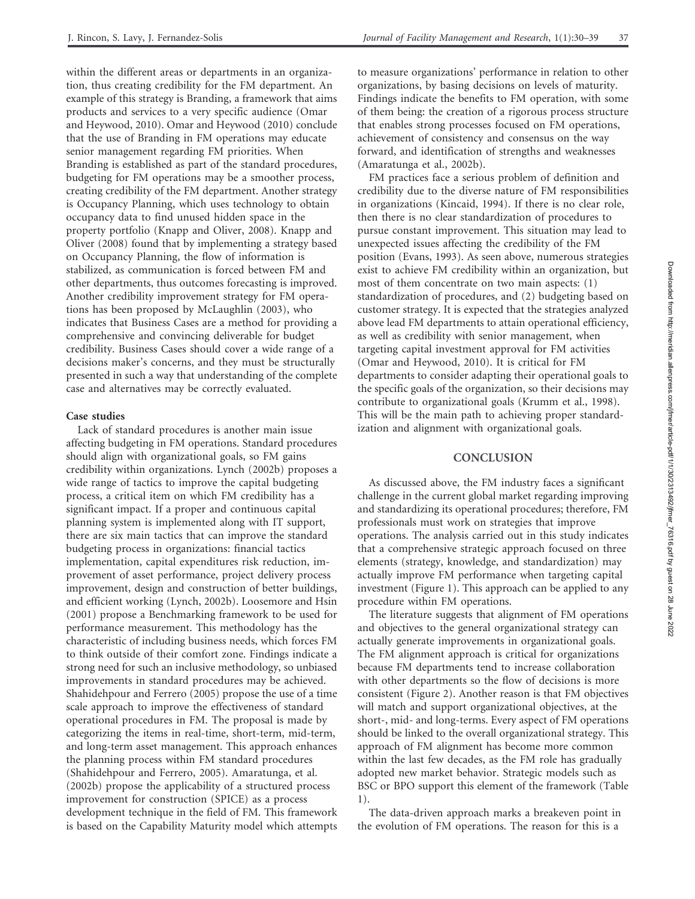within the different areas or departments in an organization, thus creating credibility for the FM department. An example of this strategy is Branding, a framework that aims products and services to a very specific audience (Omar and Heywood, 2010). Omar and Heywood (2010) conclude that the use of Branding in FM operations may educate senior management regarding FM priorities. When Branding is established as part of the standard procedures, budgeting for FM operations may be a smoother process, creating credibility of the FM department. Another strategy is Occupancy Planning, which uses technology to obtain occupancy data to find unused hidden space in the property portfolio (Knapp and Oliver, 2008). Knapp and Oliver (2008) found that by implementing a strategy based on Occupancy Planning, the flow of information is stabilized, as communication is forced between FM and other departments, thus outcomes forecasting is improved. Another credibility improvement strategy for FM operations has been proposed by McLaughlin (2003), who indicates that Business Cases are a method for providing a comprehensive and convincing deliverable for budget credibility. Business Cases should cover a wide range of a decisions maker's concerns, and they must be structurally presented in such a way that understanding of the complete case and alternatives may be correctly evaluated.

### Case studies

Lack of standard procedures is another main issue affecting budgeting in FM operations. Standard procedures should align with organizational goals, so FM gains credibility within organizations. Lynch (2002b) proposes a wide range of tactics to improve the capital budgeting process, a critical item on which FM credibility has a significant impact. If a proper and continuous capital planning system is implemented along with IT support, there are six main tactics that can improve the standard budgeting process in organizations: financial tactics implementation, capital expenditures risk reduction, improvement of asset performance, project delivery process improvement, design and construction of better buildings, and efficient working (Lynch, 2002b). Loosemore and Hsin (2001) propose a Benchmarking framework to be used for performance measurement. This methodology has the characteristic of including business needs, which forces FM to think outside of their comfort zone. Findings indicate a strong need for such an inclusive methodology, so unbiased improvements in standard procedures may be achieved. Shahidehpour and Ferrero (2005) propose the use of a time scale approach to improve the effectiveness of standard operational procedures in FM. The proposal is made by categorizing the items in real-time, short-term, mid-term, and long-term asset management. This approach enhances the planning process within FM standard procedures (Shahidehpour and Ferrero, 2005). Amaratunga, et al. (2002b) propose the applicability of a structured process improvement for construction (SPICE) as a process development technique in the field of FM. This framework is based on the Capability Maturity model which attempts to measure organizations' performance in relation to other organizations, by basing decisions on levels of maturity. Findings indicate the benefits to FM operation, with some of them being: the creation of a rigorous process structure that enables strong processes focused on FM operations, achievement of consistency and consensus on the way forward, and identification of strengths and weaknesses (Amaratunga et al., 2002b).

FM practices face a serious problem of definition and credibility due to the diverse nature of FM responsibilities in organizations (Kincaid, 1994). If there is no clear role, then there is no clear standardization of procedures to pursue constant improvement. This situation may lead to unexpected issues affecting the credibility of the FM position (Evans, 1993). As seen above, numerous strategies exist to achieve FM credibility within an organization, but most of them concentrate on two main aspects: (1) standardization of procedures, and (2) budgeting based on customer strategy. It is expected that the strategies analyzed above lead FM departments to attain operational efficiency, as well as credibility with senior management, when targeting capital investment approval for FM activities (Omar and Heywood, 2010). It is critical for FM departments to consider adapting their operational goals to the specific goals of the organization, so their decisions may contribute to organizational goals (Krumm et al., 1998). This will be the main path to achieving proper standardization and alignment with organizational goals.

## CONCLUSION

As discussed above, the FM industry faces a significant challenge in the current global market regarding improving and standardizing its operational procedures; therefore, FM professionals must work on strategies that improve operations. The analysis carried out in this study indicates that a comprehensive strategic approach focused on three elements (strategy, knowledge, and standardization) may actually improve FM performance when targeting capital investment (Figure 1). This approach can be applied to any procedure within FM operations.

The literature suggests that alignment of FM operations and objectives to the general organizational strategy can actually generate improvements in organizational goals. The FM alignment approach is critical for organizations because FM departments tend to increase collaboration with other departments so the flow of decisions is more consistent (Figure 2). Another reason is that FM objectives will match and support organizational objectives, at the short-, mid- and long-terms. Every aspect of FM operations should be linked to the overall organizational strategy. This approach of FM alignment has become more common within the last few decades, as the FM role has gradually adopted new market behavior. Strategic models such as BSC or BPO support this element of the framework (Table 1).

The data-driven approach marks a breakeven point in the evolution of FM operations. The reason for this is a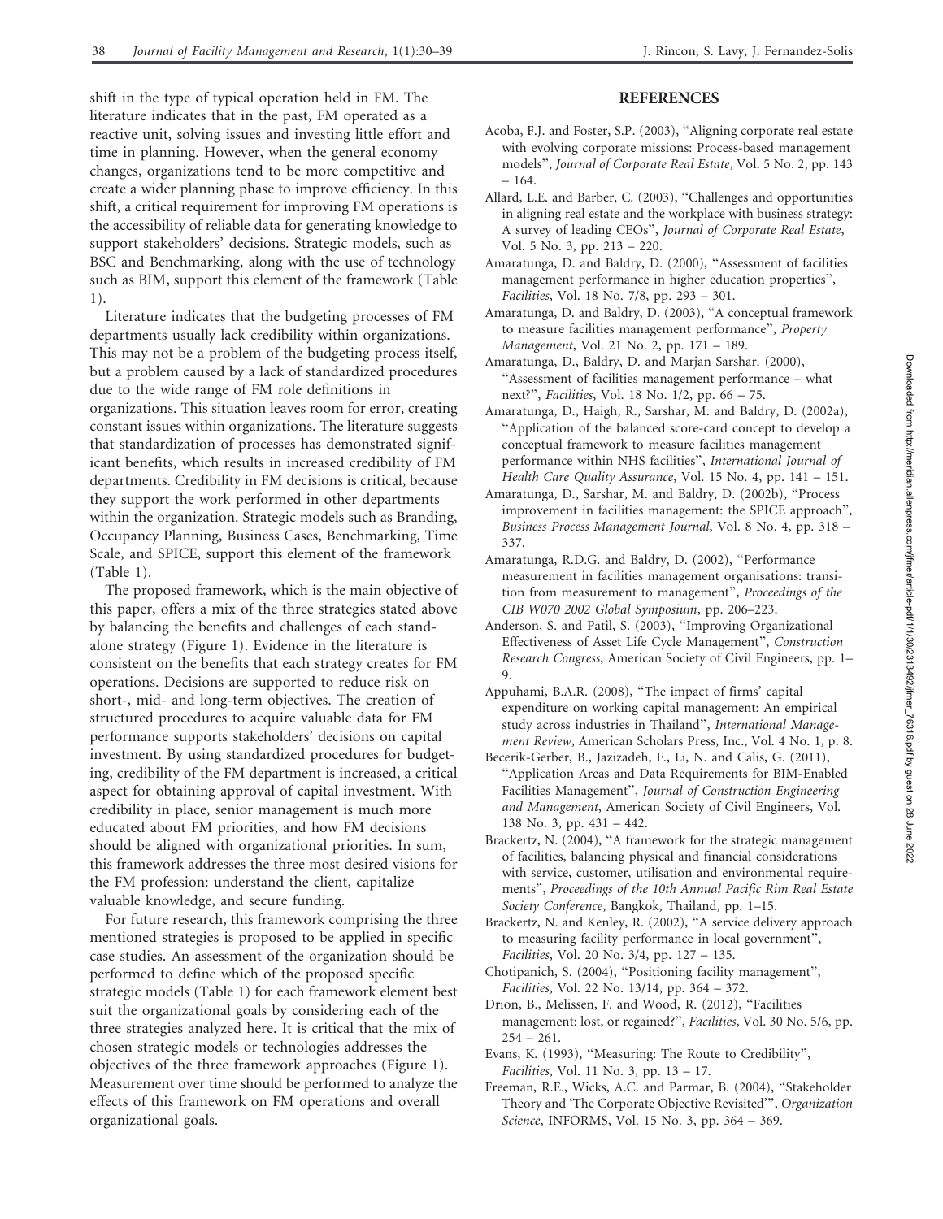shift in the type of typical operation held in FM. The literature indicates that in the past, FM operated as a reactive unit, solving issues and investing little effort and time in planning. However, when the general economy changes, organizations tend to be more competitive and create a wider planning phase to improve efficiency. In this shift, a critical requirement for improving FM operations is the accessibility of reliable data for generating knowledge to support stakeholders' decisions. Strategic models, such as BSC and Benchmarking, along with the use of technology such as BIM, support this element of the framework (Table 1).

Literature indicates that the budgeting processes of FM departments usually lack credibility within organizations. This may not be a problem of the budgeting process itself, but a problem caused by a lack of standardized procedures due to the wide range of FM role definitions in organizations. This situation leaves room for error, creating constant issues within organizations. The literature suggests that standardization of processes has demonstrated significant benefits, which results in increased credibility of FM departments. Credibility in FM decisions is critical, because they support the work performed in other departments within the organization. Strategic models such as Branding, Occupancy Planning, Business Cases, Benchmarking, Time Scale, and SPICE, support this element of the framework (Table 1).

The proposed framework, which is the main objective of this paper, offers a mix of the three strategies stated above by balancing the benefits and challenges of each stand-alone strategy (Figure 1). Evidence in the literature is consistent on the benefits that each strategy creates for FM operations. Decisions are supported to reduce risk on short-, mid- and long-term objectives. The creation of structured procedures to acquire valuable data for FM performance supports stakeholders' decisions on capital investment. By using standardized procedures for budgeting, credibility of the FM department is increased, a critical aspect for obtaining approval of capital investment. With credibility in place, senior management is much more educated about FM priorities, and how FM decisions should be aligned with organizational priorities. In sum, this framework addresses the three most desired visions for the FM profession: understand the client, capitalize valuable knowledge, and secure funding.

For future research, this framework comprising the three mentioned strategies is proposed to be applied in specific case studies. An assessment of the organization should be performed to define which of the proposed specific strategic models (Table 1) for each framework element best suit the organizational goals by considering each of the three strategies analyzed here. It is critical that the mix of chosen strategic models or technologies addresses the objectives of the three framework approaches (Figure 1). Measurement over time should be performed to analyze the effects of this framework on FM operations and overall organizational goals.

## REFERENCES

Acoba, F.J. and Foster, S.P. (2003), "Aligning corporate real estate with evolving corporate missions: Process-based management models", *Journal of Corporate Real Estate*, Vol. 5 No. 2, pp. 143 – 164.

Allard, L.E. and Barber, C. (2003), "Challenges and opportunities in aligning real estate and the workplace with business strategy: A survey of leading CEOs", *Journal of Corporate Real Estate*, Vol. 5 No. 3, pp. 213 – 220.

Amaratunga, D. and Baldry, D. (2000), "Assessment of facilities management performance in higher education properties", *Facilities*, Vol. 18 No. 7/8, pp. 293 – 301.

Amaratunga, D. and Baldry, D. (2003), "A conceptual framework to measure facilities management performance", *Property Management*, Vol. 21 No. 2, pp. 171 – 189.

Amaratunga, D., Baldry, D. and Marjan Sarshar. (2000), "Assessment of facilities management performance – what next?", *Facilities*, Vol. 18 No. 1/2, pp. 66 – 75.

Amaratunga, D., Haigh, R., Sarshar, M. and Baldry, D. (2002a), "Application of the balanced score-card concept to develop a conceptual framework to measure facilities management performance within NHS facilities", *International Journal of Health Care Quality Assurance*, Vol. 15 No. 4, pp. 141 – 151.

Amaratunga, D., Sarshar, M. and Baldry, D. (2002b), "Process improvement in facilities management: the SPICE approach", *Business Process Management Journal*, Vol. 8 No. 4, pp. 318 – 337.

Amaratunga, R.D.G. and Baldry, D. (2002), "Performance measurement in facilities management organisations: transition from measurement to management", *Proceedings of the CIB W070 2002 Global Symposium*, pp. 206–223.

Anderson, S. and Patil, S. (2003), "Improving Organizational Effectiveness of Asset Life Cycle Management", *Construction Research Congress*, American Society of Civil Engineers, pp. 1–9.

Appuhami, B.A.R. (2008), "The impact of firms' capital expenditure on working capital management: An empirical study across industries in Thailand", *International Management Review*, American Scholars Press, Inc., Vol. 4 No. 1, p. 8.

Becerik-Gerber, B., Jazizadeh, F., Li, N. and Calis, G. (2011), "Application Areas and Data Requirements for BIM-Enabled Facilities Management", *Journal of Construction Engineering and Management*, American Society of Civil Engineers, Vol. 138 No. 3, pp. 431 – 442.

Brackertz, N. (2004), "A framework for the strategic management of facilities, balancing physical and financial considerations with service, customer, utilisation and environmental requirements", *Proceedings of the 10th Annual Pacific Rim Real Estate Society Conference*, Bangkok, Thailand, pp. 1–15.

Brackertz, N. and Kenley, R. (2002), "A service delivery approach to measuring facility performance in local government", *Facilities*, Vol. 20 No. 3/4, pp. 127 – 135.

Chotipanich, S. (2004), "Positioning facility management", *Facilities*, Vol. 22 No. 13/14, pp. 364 – 372.

Drion, B., Melissen, F. and Wood, R. (2012), "Facilities management: lost, or regained?", *Facilities*, Vol. 30 No. 5/6, pp. 254 – 261.

Evans, K. (1993), "Measuring: The Route to Credibility", *Facilities*, Vol. 11 No. 3, pp. 13 – 17.

Freeman, R.E., Wicks, A.C. and Parmar, B. (2004), "Stakeholder Theory and 'The Corporate Objective Revisited'", *Organization Science*, INFORMS, Vol. 15 No. 3, pp. 364 – 369.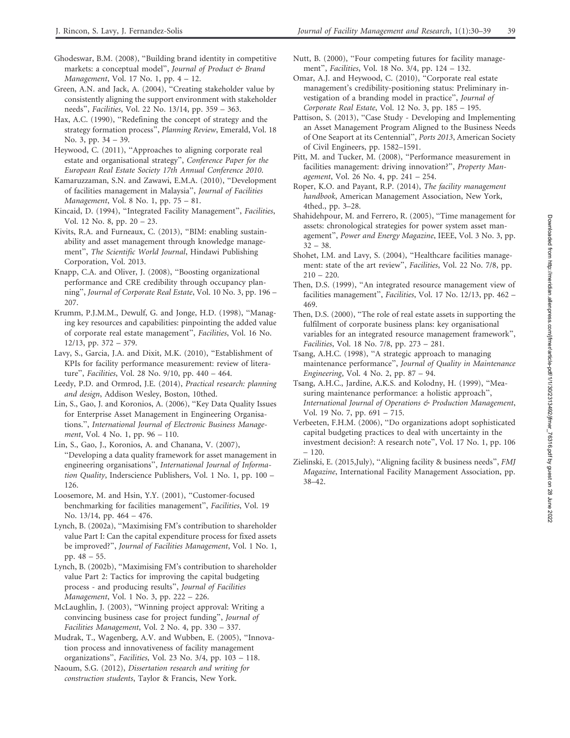Ghodeswar, B.M. (2008), "Building brand identity in competitive markets: a conceptual model", *Journal of Product & Brand Management*, Vol. 17 No. 1, pp. 4 – 12.

Green, A.N. and Jack, A. (2004), "Creating stakeholder value by consistently aligning the support environment with stakeholder needs", *Facilities*, Vol. 22 No. 13/14, pp. 359 – 363.

Hax, A.C. (1990), "Redefining the concept of strategy and the strategy formation process", *Planning Review*, Emerald, Vol. 18 No. 3, pp. 34 – 39.

Heywood, C. (2011), "Approaches to aligning corporate real estate and organisational strategy", *Conference Paper for the European Real Estate Society 17th Annual Conference 2010*.

Kamaruzzaman, S.N. and Zawawi, E.M.A. (2010), "Development of facilities management in Malaysia", *Journal of Facilities Management*, Vol. 8 No. 1, pp. 75 – 81.

Kincaid, D. (1994), "Integrated Facility Management", *Facilities*, Vol. 12 No. 8, pp. 20 – 23.

Kivits, R.A. and Furneaux, C. (2013), "BIM: enabling sustainability and asset management through knowledge management", *The Scientific World Journal*, Hindawi Publishing Corporation, Vol. 2013.

Knapp, C.A. and Oliver, J. (2008), "Boosting organizational performance and CRE credibility through occupancy planning", *Journal of Corporate Real Estate*, Vol. 10 No. 3, pp. 196 – 207.

Krumm, P.J.M.M., Dewulf, G. and Jonge, H.D. (1998), "Managing key resources and capabilities: pinpointing the added value of corporate real estate management", *Facilities*, Vol. 16 No. 12/13, pp. 372 – 379.

Lavy, S., Garcia, J.A. and Dixit, M.K. (2010), "Establishment of KPIs for facility performance measurement: review of literature", *Facilities*, Vol. 28 No. 9/10, pp. 440 – 464.

Leedy, P.D. and Ormrod, J.E. (2014), *Practical research: planning and design*, Addison Wesley, Boston, 10thed.

Lin, S., Gao, J. and Koronios, A. (2006), "Key Data Quality Issues for Enterprise Asset Management in Engineering Organisations.", *International Journal of Electronic Business Management*, Vol. 4 No. 1, pp. 96 – 110.

Lin, S., Gao, J., Koronios, A. and Chanana, V. (2007), "Developing a data quality framework for asset management in engineering organisations", *International Journal of Information Quality*, Inderscience Publishers, Vol. 1 No. 1, pp. 100 – 126.

Loosemore, M. and Hsin, Y.Y. (2001), "Customer-focused benchmarking for facilities management", *Facilities*, Vol. 19 No. 13/14, pp. 464 – 476.

Lynch, B. (2002a), "Maximising FM's contribution to shareholder value Part I: Can the capital expenditure process for fixed assets be improved?", *Journal of Facilities Management*, Vol. 1 No. 1, pp. 48 – 55.

Lynch, B. (2002b), "Maximising FM's contribution to shareholder value Part 2: Tactics for improving the capital budgeting process - and producing results", *Journal of Facilities Management*, Vol. 1 No. 3, pp. 222 – 226.

McLaughlin, J. (2003), "Winning project approval: Writing a convincing business case for project funding", *Journal of Facilities Management*, Vol. 2 No. 4, pp. 330 – 337.

Mudrak, T., Wagenberg, A.V. and Wubben, E. (2005), "Innovation process and innovativeness of facility management organizations", *Facilities*, Vol. 23 No. 3/4, pp. 103 – 118.

Naoum, S.G. (2012), *Dissertation research and writing for construction students*, Taylor & Francis, New York.

Nutt, B. (2000), "Four competing futures for facility management", *Facilities*, Vol. 18 No. 3/4, pp. 124 – 132.

Omar, A.J. and Heywood, C. (2010), "Corporate real estate management's credibility-positioning status: Preliminary investigation of a branding model in practice", *Journal of Corporate Real Estate*, Vol. 12 No. 3, pp. 185 – 195.

Pattison, S. (2013), "Case Study - Developing and Implementing an Asset Management Program Aligned to the Business Needs of One Seaport at its Centennial", *Ports 2013*, American Society of Civil Engineers, pp. 1582–1591.

Pitt, M. and Tucker, M. (2008), "Performance measurement in facilities management: driving innovation?", *Property Management*, Vol. 26 No. 4, pp. 241 – 254.

Roper, K.O. and Payant, R.P. (2014), *The facility management handbook*, American Management Association, New York, 4thed., pp. 3–28.

Shahidehpour, M. and Ferrero, R. (2005), "Time management for assets: chronological strategies for power system asset management", *Power and Energy Magazine*, IEEE, Vol. 3 No. 3, pp. 32 – 38.

Shohet, I.M. and Lavy, S. (2004), "Healthcare facilities management: state of the art review", *Facilities*, Vol. 22 No. 7/8, pp. 210 – 220.

Then, D.S. (1999), "An integrated resource management view of facilities management", *Facilities*, Vol. 17 No. 12/13, pp. 462 – 469.

Then, D.S. (2000), "The role of real estate assets in supporting the fulfilment of corporate business plans: key organisational variables for an integrated resource management framework", *Facilities*, Vol. 18 No. 7/8, pp. 273 – 281.

Tsang, A.H.C. (1998), "A strategic approach to managing maintenance performance", *Journal of Quality in Maintenance Engineering*, Vol. 4 No. 2, pp. 87 – 94.

Tsang, A.H.C., Jardine, A.K.S. and Kolodny, H. (1999), "Measuring maintenance performance: a holistic approach", *International Journal of Operations & Production Management*, Vol. 19 No. 7, pp. 691 – 715.

Verbeeten, F.H.M. (2006), "Do organizations adopt sophisticated capital budgeting practices to deal with uncertainty in the investment decision?: A research note", Vol. 17 No. 1, pp. 106 – 120.

Zielinski, E. (2015,July), "Aligning facility & business needs", *FMJ Magazine*, International Facility Management Association, pp. 38–42.